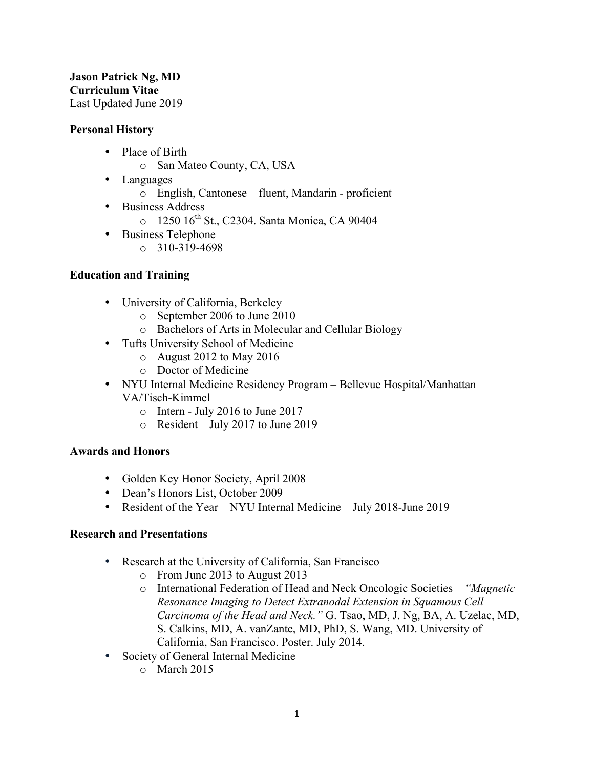**Jason Patrick Ng, MD**
**Curriculum Vitae**
Last Updated June 2019

## Personal History

- Place of Birth
  - San Mateo County, CA, USA
- Languages
  - English, Cantonese – fluent, Mandarin - proficient
- Business Address
  - 1250 16th St., C2304. Santa Monica, CA 90404
- Business Telephone
  - 310-319-4698

## Education and Training

- University of California, Berkeley
  - September 2006 to June 2010
  - Bachelors of Arts in Molecular and Cellular Biology
- Tufts University School of Medicine
  - August 2012 to May 2016
  - Doctor of Medicine
- NYU Internal Medicine Residency Program – Bellevue Hospital/Manhattan VA/Tisch-Kimmel
  - Intern - July 2016 to June 2017
  - Resident – July 2017 to June 2019

## Awards and Honors

- Golden Key Honor Society, April 2008
- Dean's Honors List, October 2009
- Resident of the Year – NYU Internal Medicine – July 2018-June 2019

## Research and Presentations

- Research at the University of California, San Francisco
  - From June 2013 to August 2013
  - International Federation of Head and Neck Oncologic Societies – *"Magnetic Resonance Imaging to Detect Extranodal Extension in Squamous Cell Carcinoma of the Head and Neck."* G. Tsao, MD, J. Ng, BA, A. Uzelac, MD, S. Calkins, MD, A. vanZante, MD, PhD, S. Wang, MD. University of California, San Francisco. Poster. July 2014.
- Society of General Internal Medicine
  - March 2015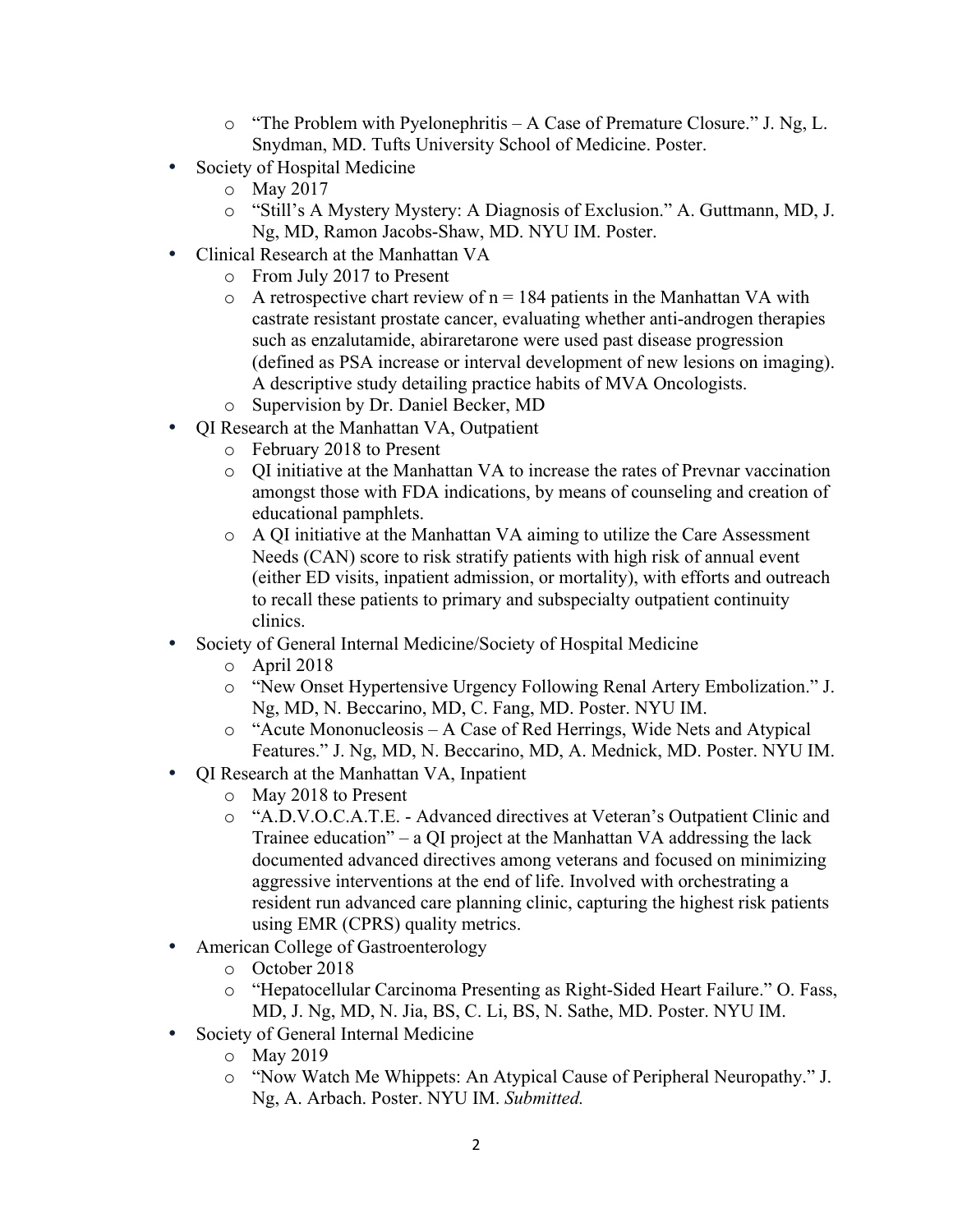- "The Problem with Pyelonephritis – A Case of Premature Closure." J. Ng, L. Snydman, MD. Tufts University School of Medicine. Poster.

- Society of Hospital Medicine
  - May 2017
  - "Still's A Mystery Mystery: A Diagnosis of Exclusion." A. Guttmann, MD, J. Ng, MD, Ramon Jacobs-Shaw, MD. NYU IM. Poster.
- Clinical Research at the Manhattan VA
  - From July 2017 to Present
  - A retrospective chart review of n = 184 patients in the Manhattan VA with castrate resistant prostate cancer, evaluating whether anti-androgen therapies such as enzalutamide, abiraretarone were used past disease progression (defined as PSA increase or interval development of new lesions on imaging). A descriptive study detailing practice habits of MVA Oncologists.
  - Supervision by Dr. Daniel Becker, MD
- QI Research at the Manhattan VA, Outpatient
  - February 2018 to Present
  - QI initiative at the Manhattan VA to increase the rates of Prevnar vaccination amongst those with FDA indications, by means of counseling and creation of educational pamphlets.
  - A QI initiative at the Manhattan VA aiming to utilize the Care Assessment Needs (CAN) score to risk stratify patients with high risk of annual event (either ED visits, inpatient admission, or mortality), with efforts and outreach to recall these patients to primary and subspecialty outpatient continuity clinics.
- Society of General Internal Medicine/Society of Hospital Medicine
  - April 2018
  - "New Onset Hypertensive Urgency Following Renal Artery Embolization." J. Ng, MD, N. Beccarino, MD, C. Fang, MD. Poster. NYU IM.
  - "Acute Mononucleosis – A Case of Red Herrings, Wide Nets and Atypical Features." J. Ng, MD, N. Beccarino, MD, A. Mednick, MD. Poster. NYU IM.
- QI Research at the Manhattan VA, Inpatient
  - May 2018 to Present
  - "A.D.V.O.C.A.T.E. - Advanced directives at Veteran's Outpatient Clinic and Trainee education" – a QI project at the Manhattan VA addressing the lack documented advanced directives among veterans and focused on minimizing aggressive interventions at the end of life. Involved with orchestrating a resident run advanced care planning clinic, capturing the highest risk patients using EMR (CPRS) quality metrics.
- American College of Gastroenterology
  - October 2018
  - "Hepatocellular Carcinoma Presenting as Right-Sided Heart Failure." O. Fass, MD, J. Ng, MD, N. Jia, BS, C. Li, BS, N. Sathe, MD. Poster. NYU IM.
- Society of General Internal Medicine
  - May 2019
  - "Now Watch Me Whippets: An Atypical Cause of Peripheral Neuropathy." J. Ng, A. Arbach. Poster. NYU IM. *Submitted.*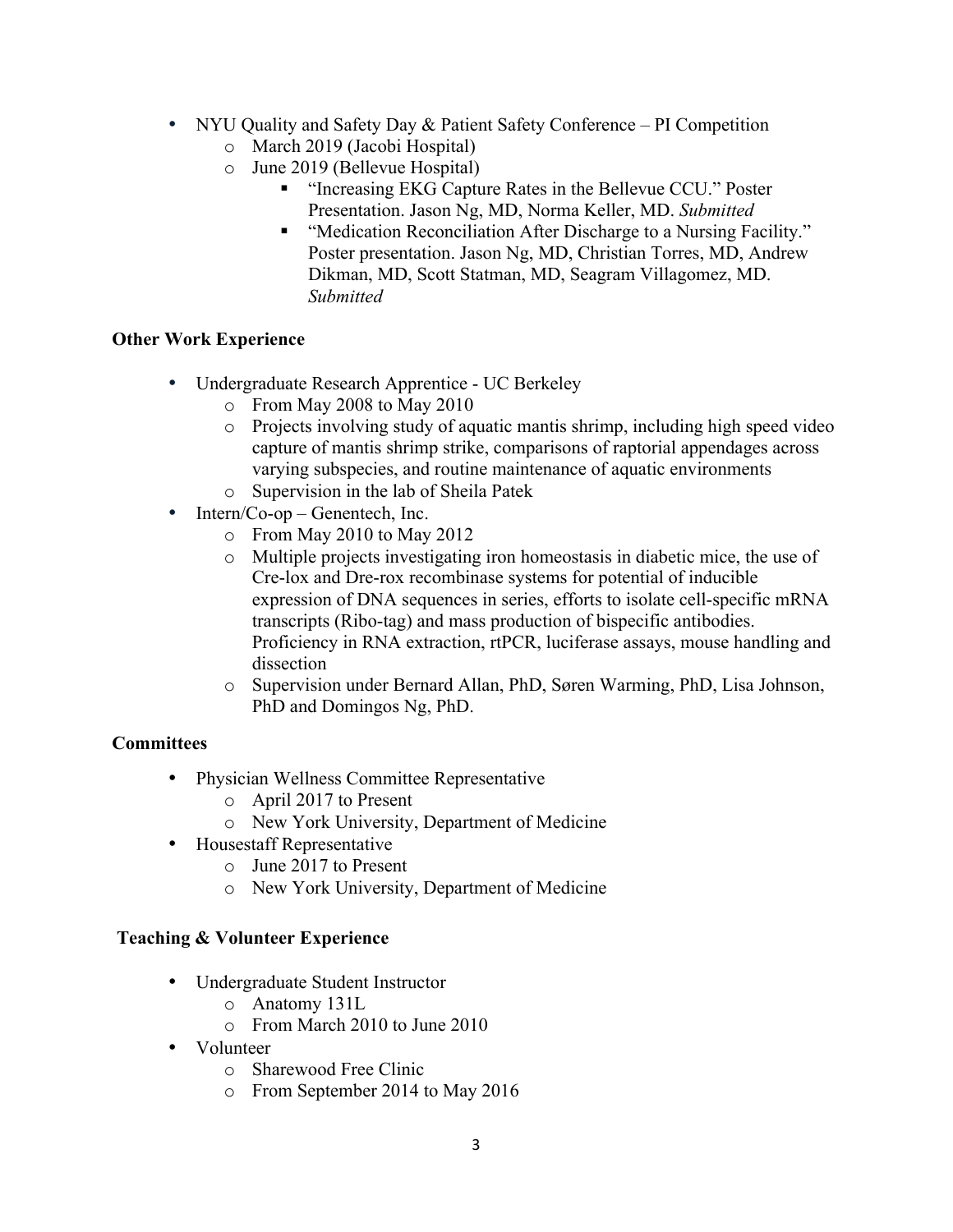- NYU Quality and Safety Day & Patient Safety Conference – PI Competition
    - March 2019 (Jacobi Hospital)
    - June 2019 (Bellevue Hospital)
        - "Increasing EKG Capture Rates in the Bellevue CCU." Poster Presentation. Jason Ng, MD, Norma Keller, MD. *Submitted*
        - "Medication Reconciliation After Discharge to a Nursing Facility." Poster presentation. Jason Ng, MD, Christian Torres, MD, Andrew Dikman, MD, Scott Statman, MD, Seagram Villagomez, MD. *Submitted*

**Other Work Experience**

- Undergraduate Research Apprentice - UC Berkeley
    - From May 2008 to May 2010
    - Projects involving study of aquatic mantis shrimp, including high speed video capture of mantis shrimp strike, comparisons of raptorial appendages across varying subspecies, and routine maintenance of aquatic environments
    - Supervision in the lab of Sheila Patek
- Intern/Co-op – Genentech, Inc.
    - From May 2010 to May 2012
    - Multiple projects investigating iron homeostasis in diabetic mice, the use of Cre-lox and Dre-rox recombinase systems for potential of inducible expression of DNA sequences in series, efforts to isolate cell-specific mRNA transcripts (Ribo-tag) and mass production of bispecific antibodies. Proficiency in RNA extraction, rtPCR, luciferase assays, mouse handling and dissection
    - Supervision under Bernard Allan, PhD, Søren Warming, PhD, Lisa Johnson, PhD and Domingos Ng, PhD.

**Committees**

- Physician Wellness Committee Representative
    - April 2017 to Present
    - New York University, Department of Medicine
- Housestaff Representative
    - June 2017 to Present
    - New York University, Department of Medicine

**Teaching & Volunteer Experience**

- Undergraduate Student Instructor
    - Anatomy 131L
    - From March 2010 to June 2010
- Volunteer
    - Sharewood Free Clinic
    - From September 2014 to May 2016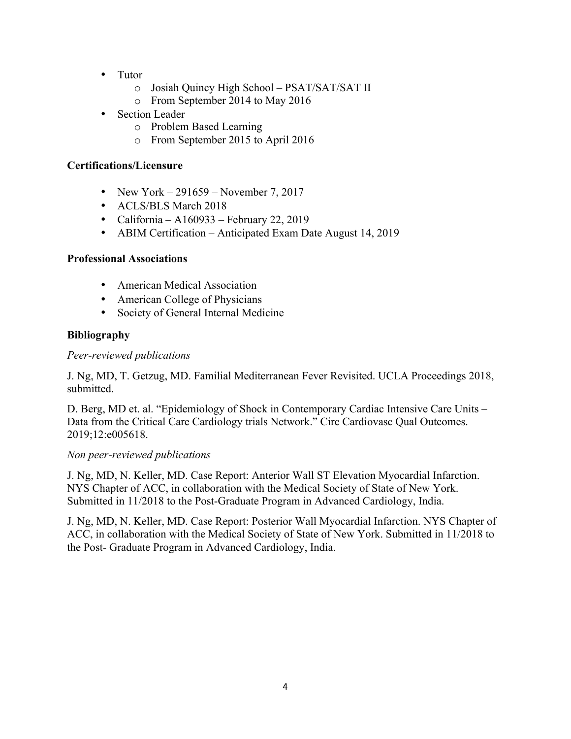- Tutor
  - Josiah Quincy High School – PSAT/SAT/SAT II
  - From September 2014 to May 2016
- Section Leader
  - Problem Based Learning
  - From September 2015 to April 2016

**Certifications/Licensure**

- New York – 291659 – November 7, 2017
- ACLS/BLS March 2018
- California – A160933 – February 22, 2019
- ABIM Certification – Anticipated Exam Date August 14, 2019

**Professional Associations**

- American Medical Association
- American College of Physicians
- Society of General Internal Medicine

**Bibliography**

*Peer-reviewed publications*

J. Ng, MD, T. Getzug, MD. Familial Mediterranean Fever Revisited. UCLA Proceedings 2018, submitted.

D. Berg, MD et. al. "Epidemiology of Shock in Contemporary Cardiac Intensive Care Units – Data from the Critical Care Cardiology trials Network." Circ Cardiovasc Qual Outcomes. 2019;12:e005618.

*Non peer-reviewed publications*

J. Ng, MD, N. Keller, MD. Case Report: Anterior Wall ST Elevation Myocardial Infarction. NYS Chapter of ACC, in collaboration with the Medical Society of State of New York. Submitted in 11/2018 to the Post-Graduate Program in Advanced Cardiology, India.

J. Ng, MD, N. Keller, MD. Case Report: Posterior Wall Myocardial Infarction. NYS Chapter of ACC, in collaboration with the Medical Society of State of New York. Submitted in 11/2018 to the Post- Graduate Program in Advanced Cardiology, India.